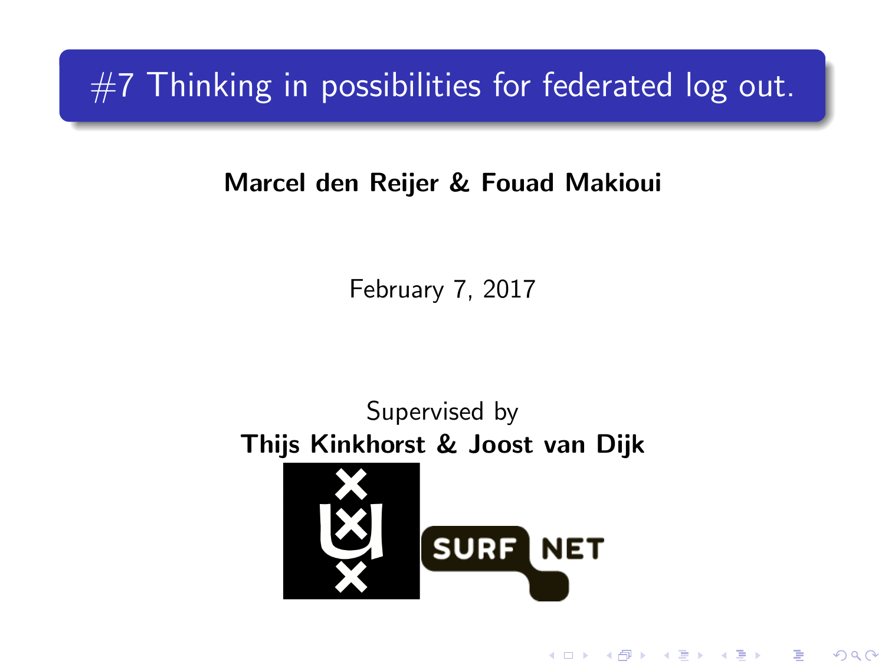# #7 Thinking in possibilities for federated log out.

**Marcel den Reijer & Fouad Makioui**

February 7, 2017

Supervised by
**Thijs Kinkhorst & Joost van Dijk**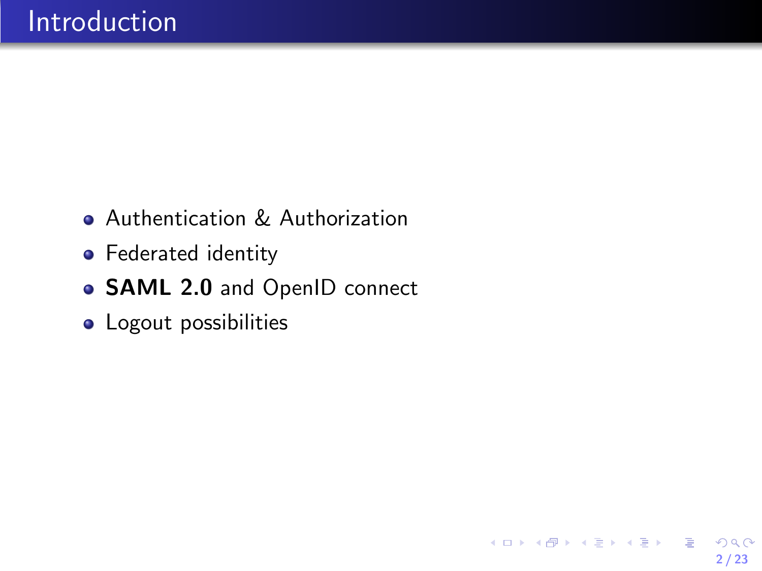# Introduction

- Authentication & Authorization
- Federated identity
- **SAML 2.0** and OpenID connect
- Logout possibilities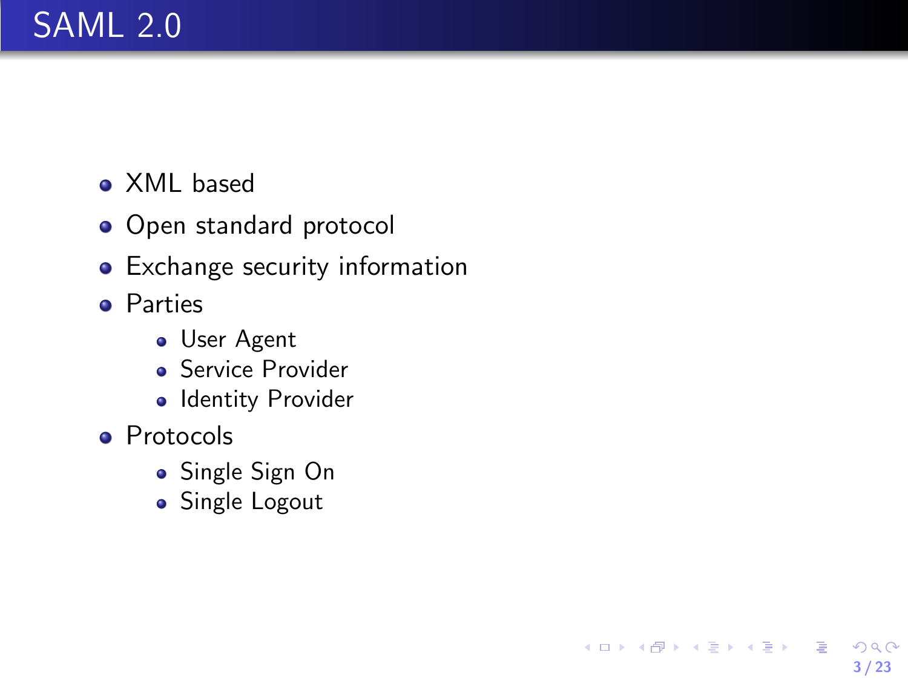# SAML 2.0

- XML based
- Open standard protocol
- Exchange security information
- Parties
  - User Agent
  - Service Provider
  - Identity Provider
- Protocols
  - Single Sign On
  - Single Logout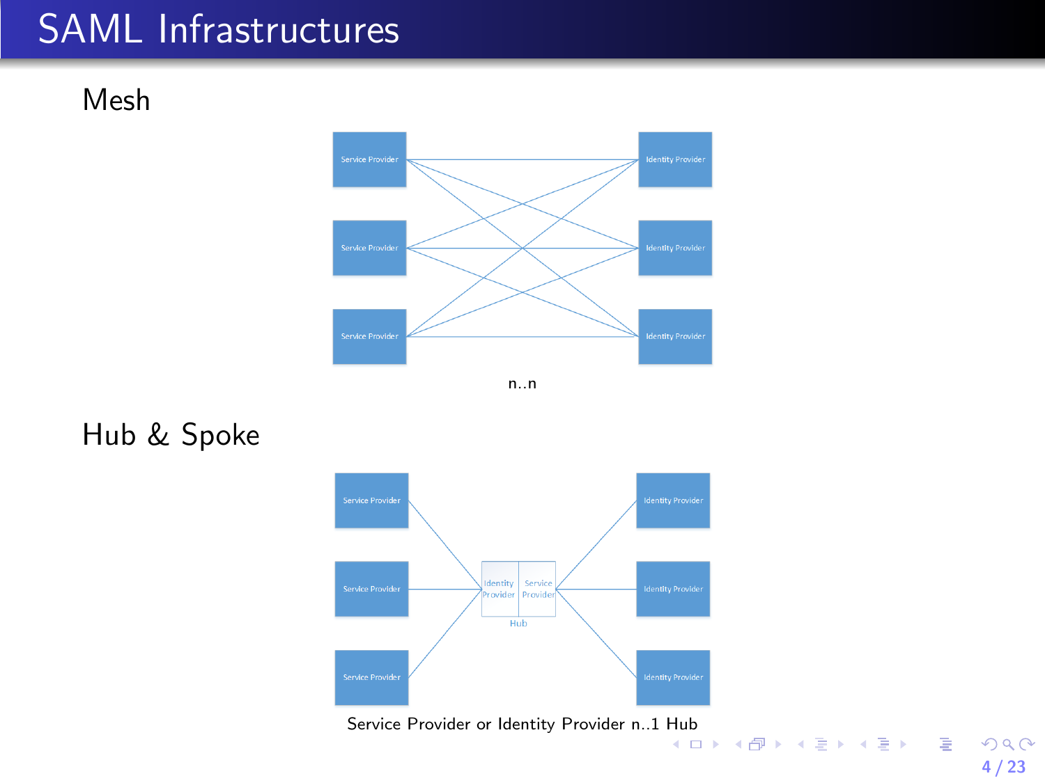# SAML Infrastructures

## Mesh

n..n

## Hub & Spoke

Service Provider or Identity Provider n..1 Hub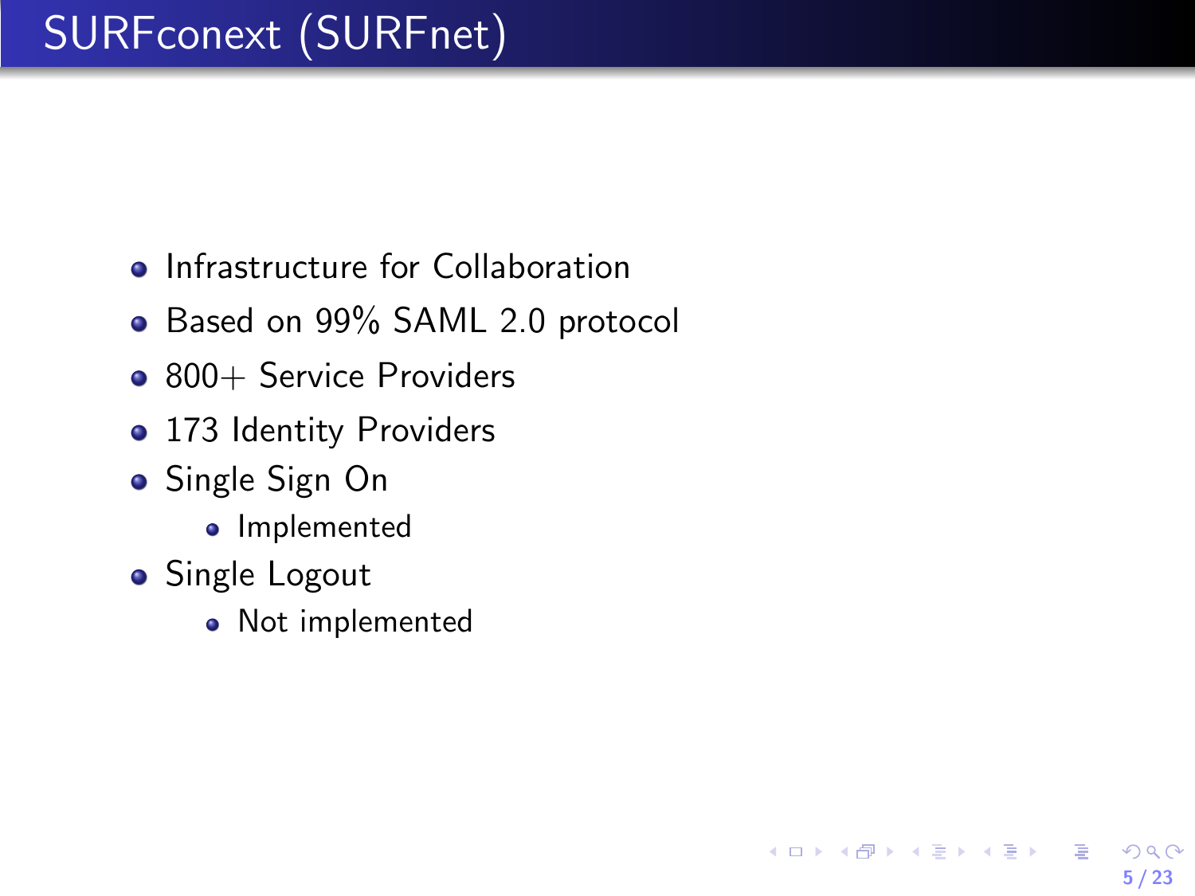# SURFconext (SURFnet)

- Infrastructure for Collaboration
- Based on 99% SAML 2.0 protocol
- 800+ Service Providers
- 173 Identity Providers
- Single Sign On
  - Implemented
- Single Logout
  - Not implemented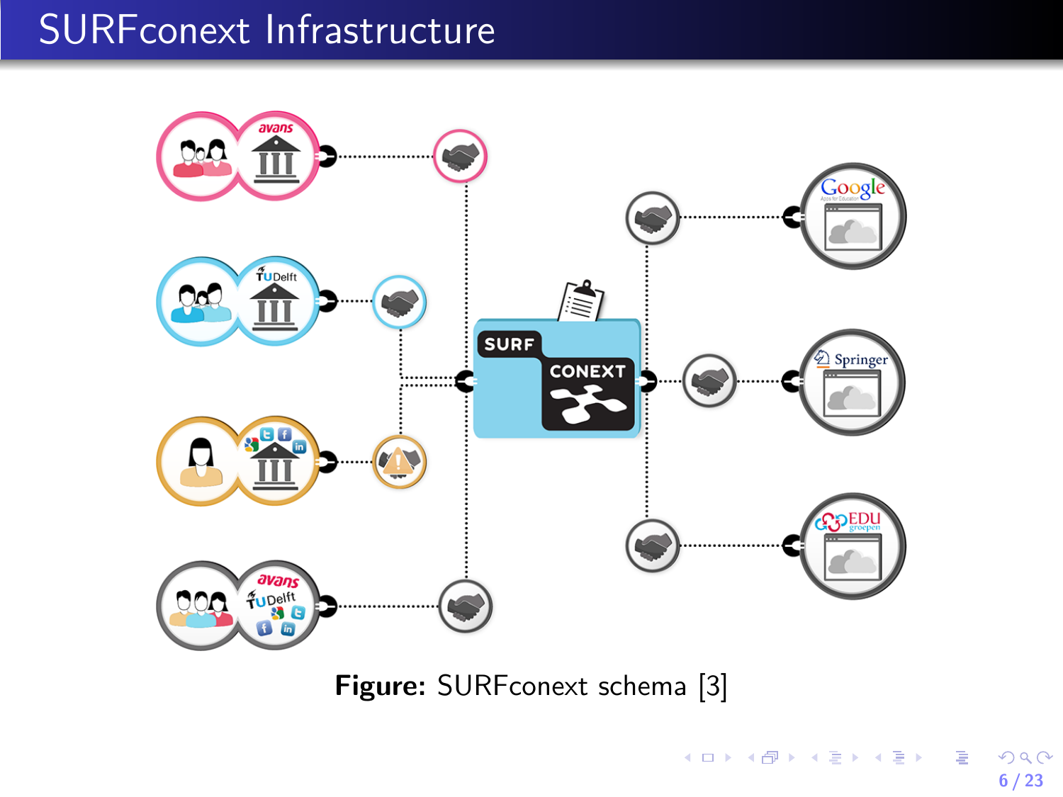# SURFconext Infrastructure

**Figure:** SURFconext schema [3]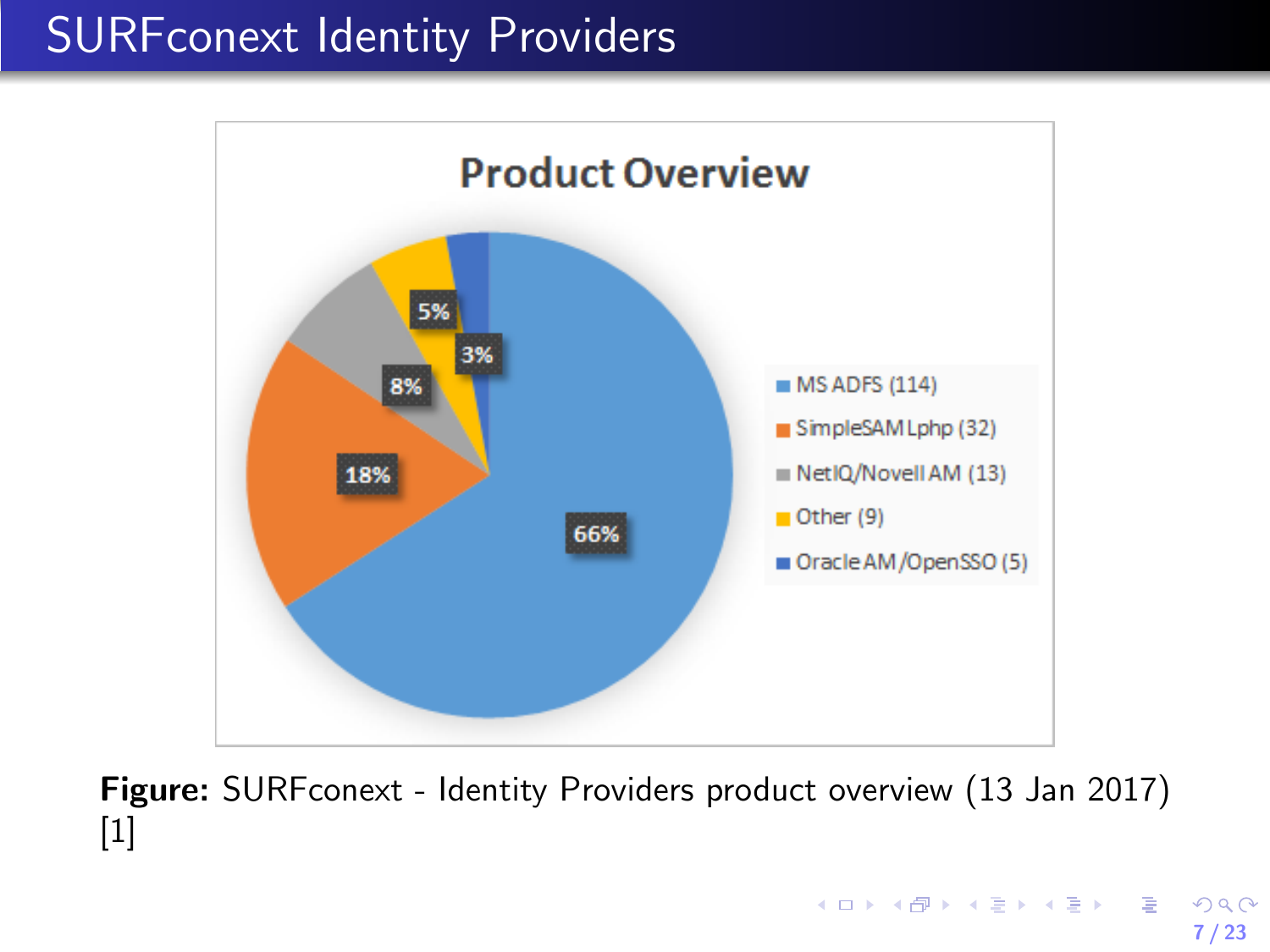# SURFconext Identity Providers

**Product Overview**

| Product | Count | Share |
|---|---|---|
| MS ADFS | 114 | 66% |
| SimpleSAMLphp | 32 | 18% |
| NetIQ/Novell AM | 13 | 8% |
| Other | 9 | 5% |
| Oracle AM/OpenSSO | 5 | 3% |

**Figure:** SURFconext - Identity Providers product overview (13 Jan 2017) [1]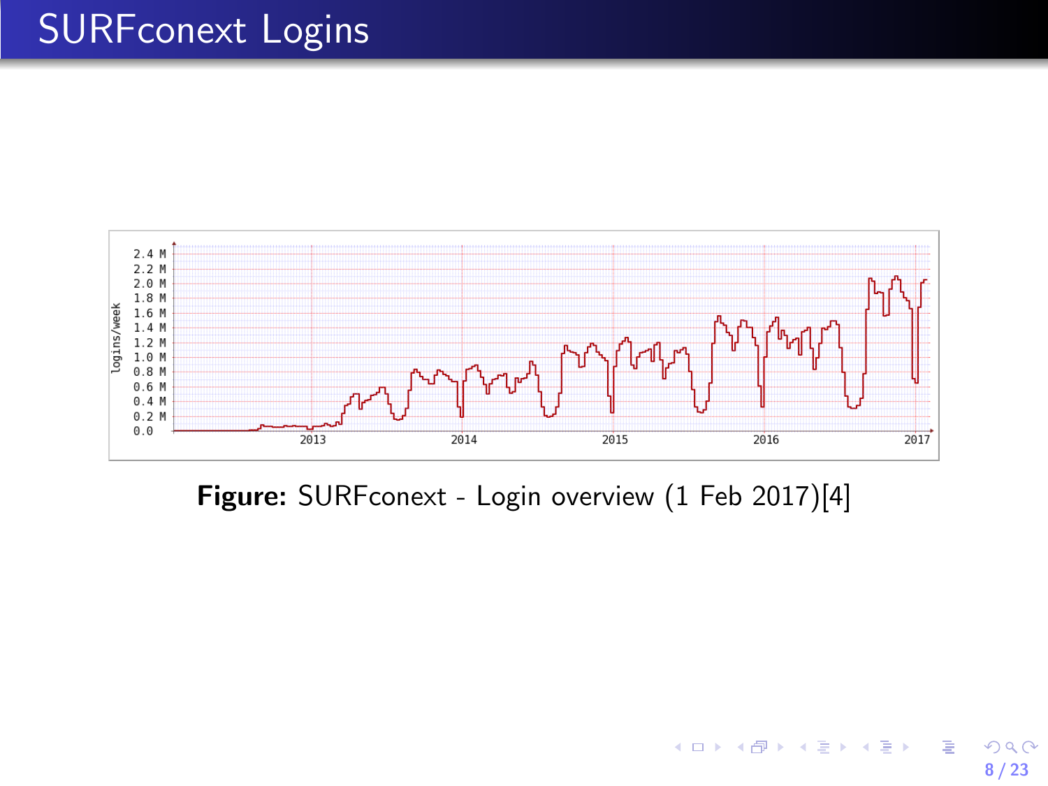# SURFconext Logins

**Figure:** SURFconext - Login overview (1 Feb 2017)[4]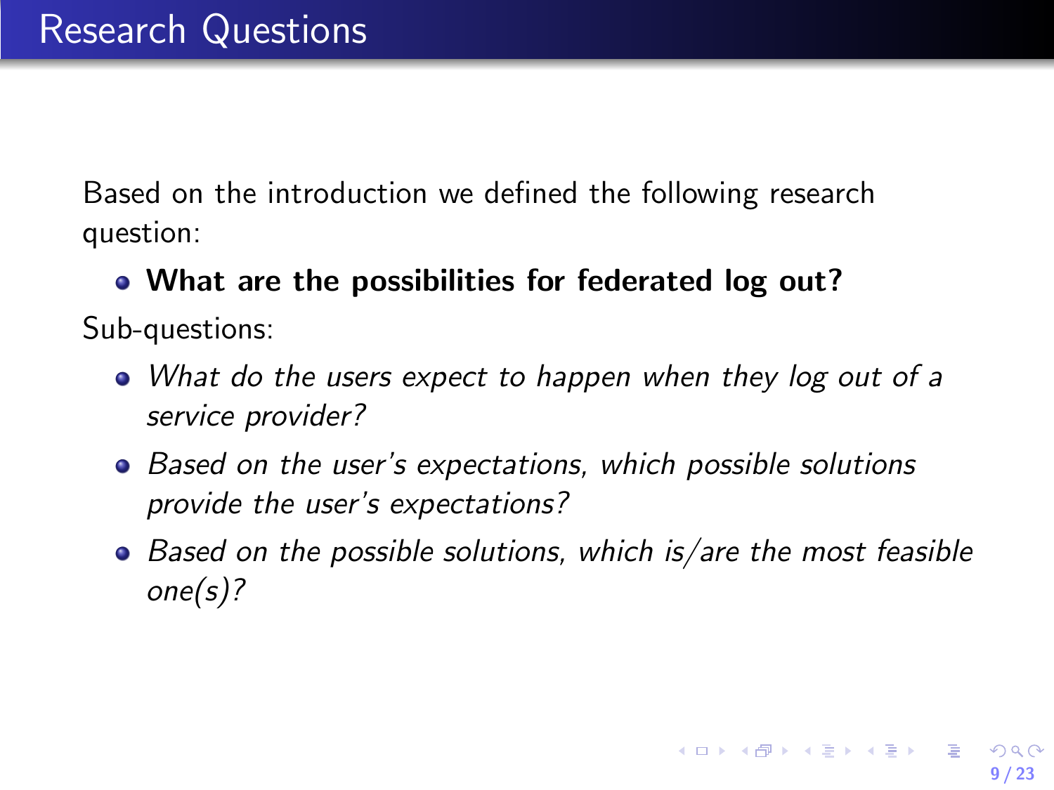# Research Questions

Based on the introduction we defined the following research question:

- **What are the possibilities for federated log out?**

Sub-questions:

- *What do the users expect to happen when they log out of a service provider?*
- *Based on the user's expectations, which possible solutions provide the user's expectations?*
- *Based on the possible solutions, which is/are the most feasible one(s)?*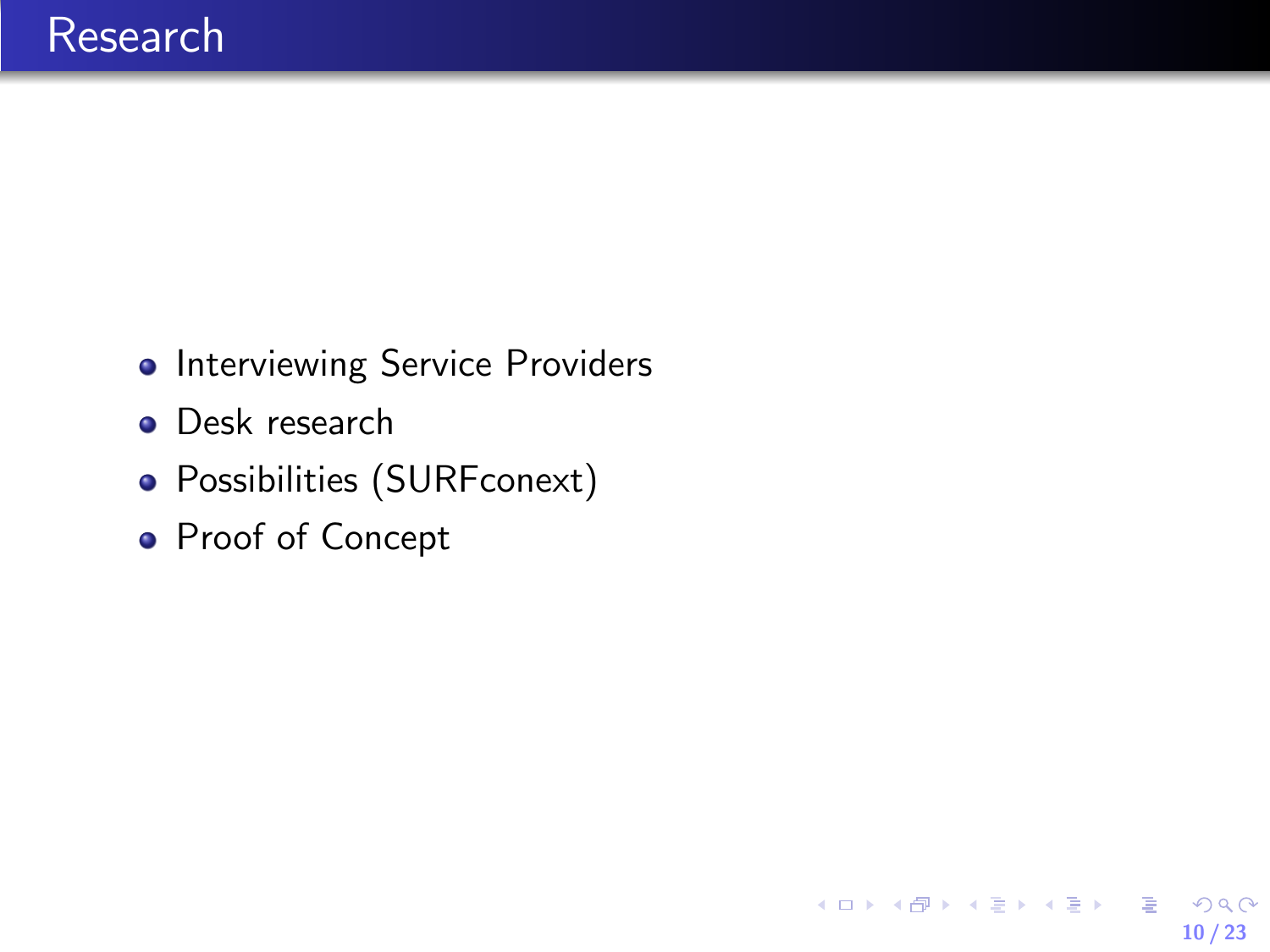# Research

- Interviewing Service Providers
- Desk research
- Possibilities (SURFconext)
- Proof of Concept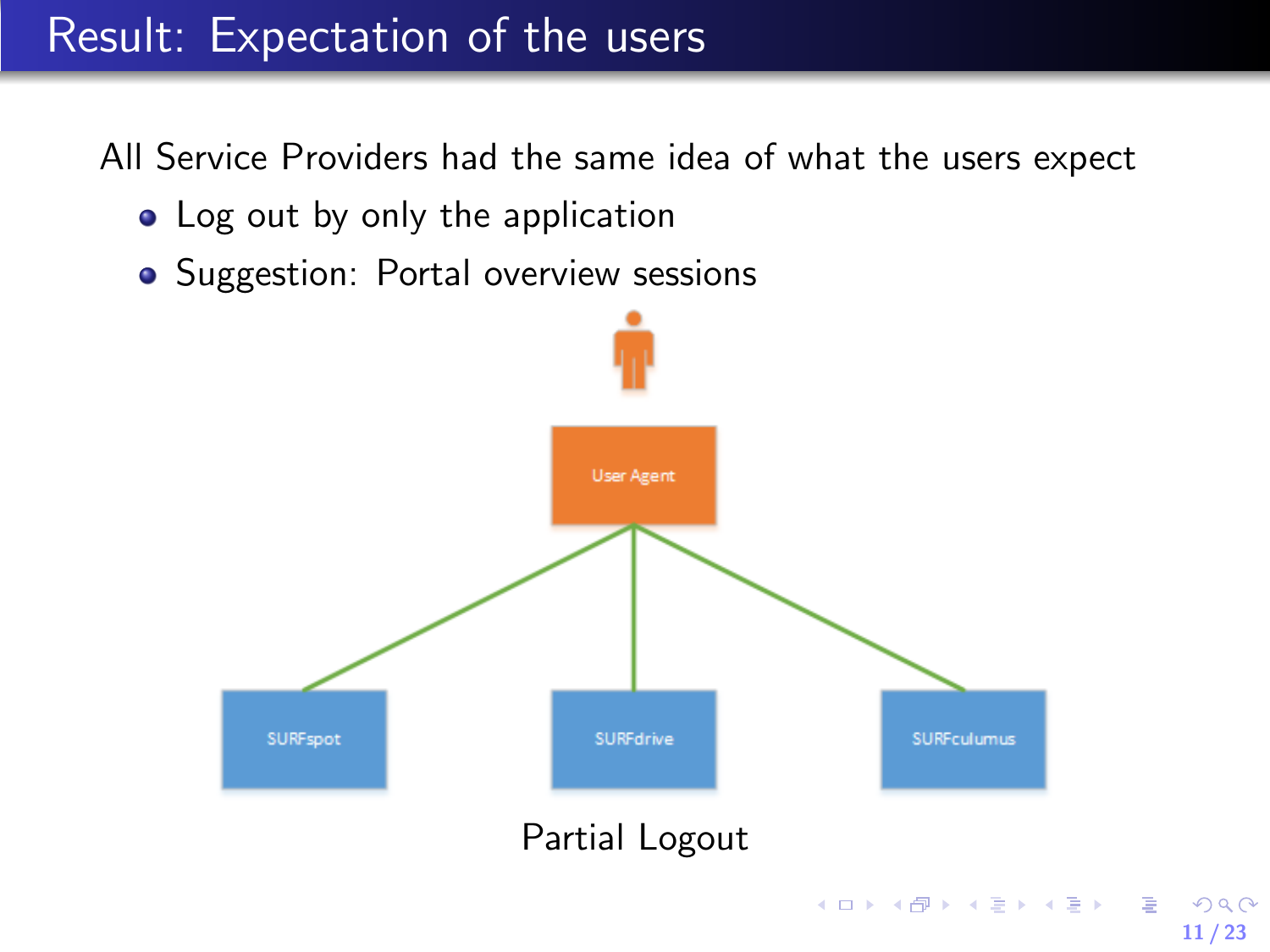# Result: Expectation of the users

All Service Providers had the same idea of what the users expect

- Log out by only the application
- Suggestion: Portal overview sessions

User Agent

SURFspot SURFdrive SURFculumus

Partial Logout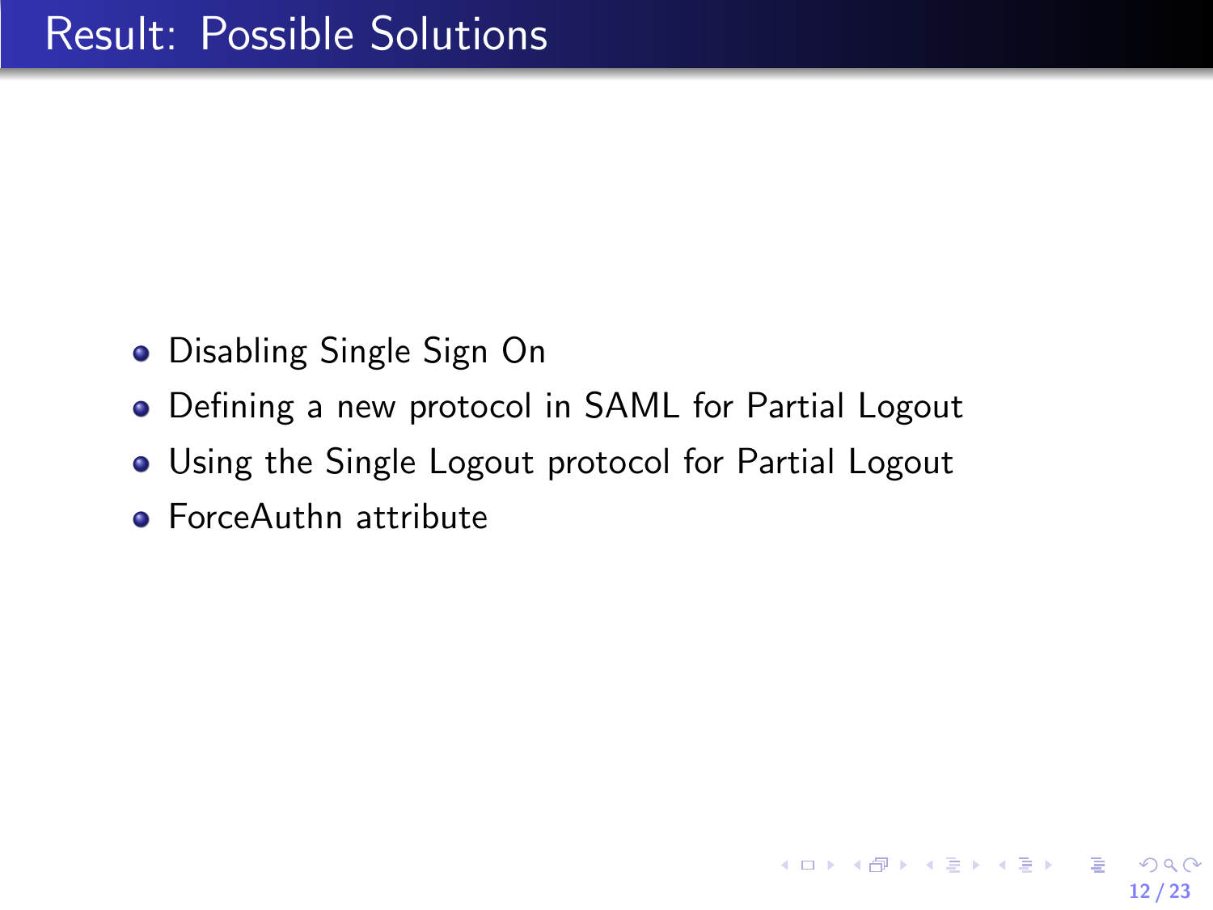# Result: Possible Solutions

- Disabling Single Sign On
- Defining a new protocol in SAML for Partial Logout
- Using the Single Logout protocol for Partial Logout
- ForceAuthn attribute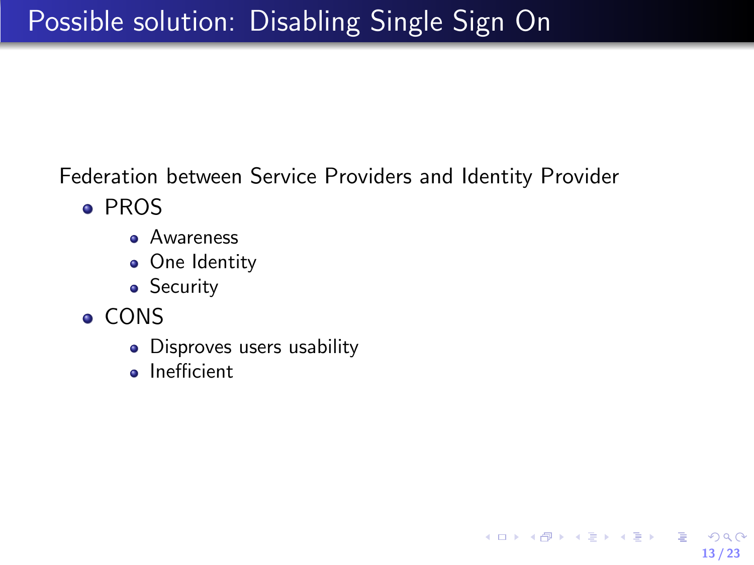# Possible solution: Disabling Single Sign On

Federation between Service Providers and Identity Provider

- PROS
  - Awareness
  - One Identity
  - Security
- CONS
  - Disproves users usability
  - Inefficient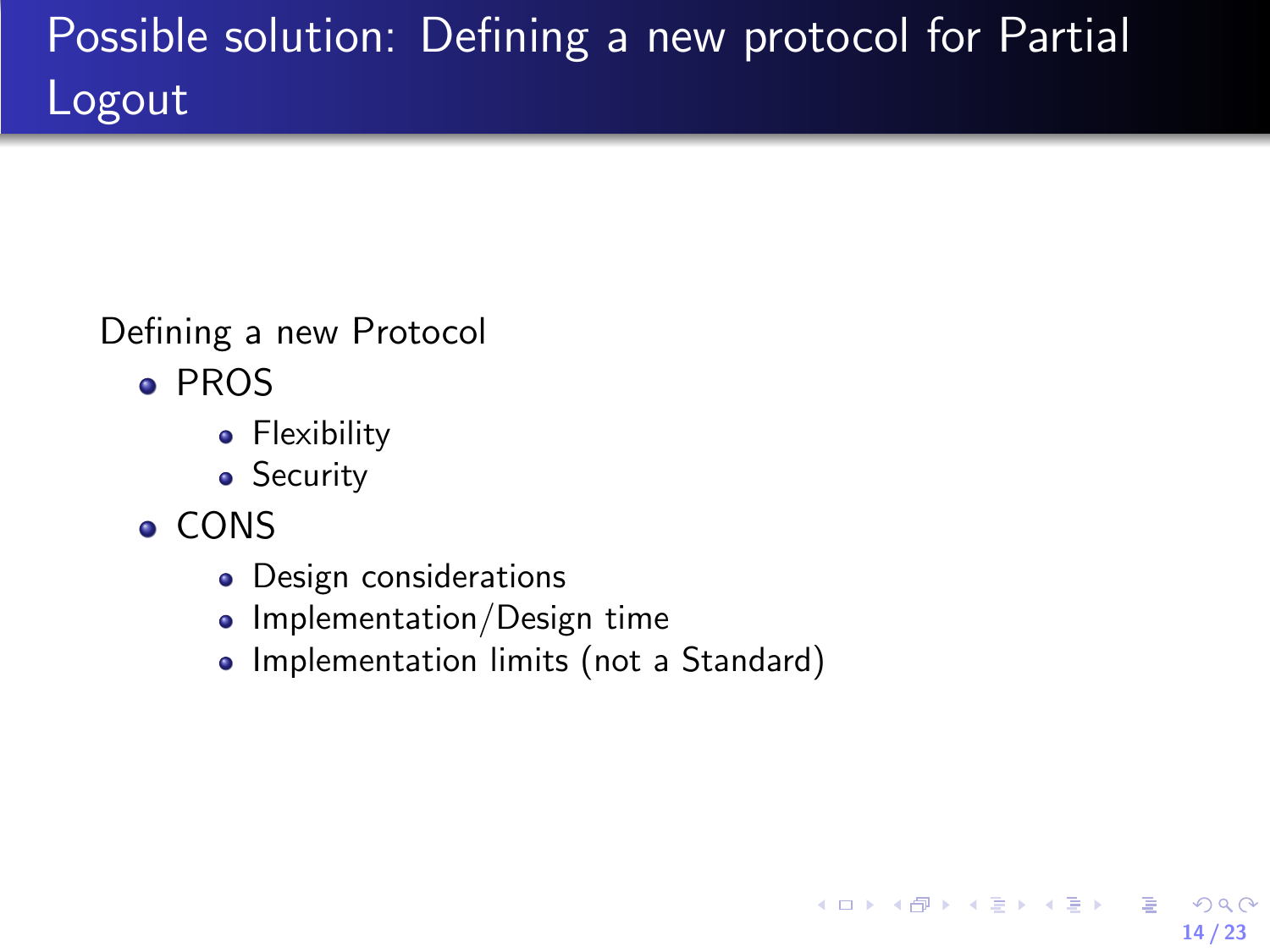# Possible solution: Defining a new protocol for Partial Logout

Defining a new Protocol

- PROS
  - Flexibility
  - Security
- CONS
  - Design considerations
  - Implementation/Design time
  - Implementation limits (not a Standard)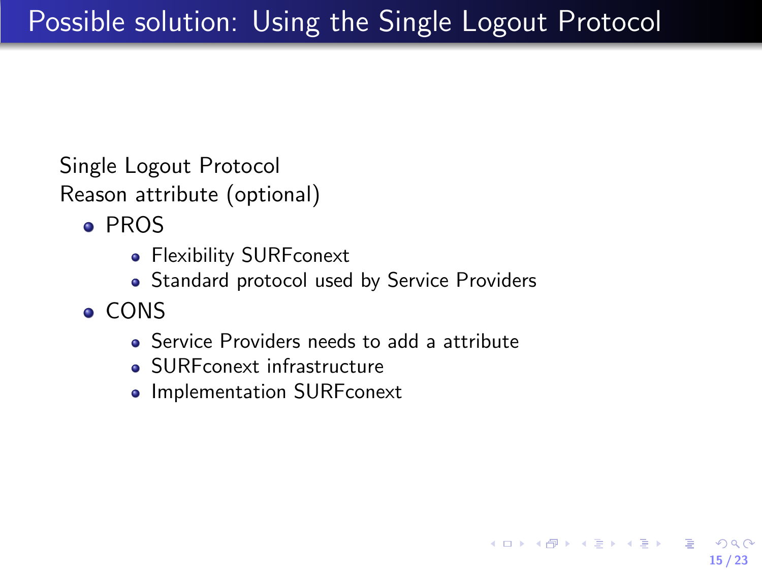# Possible solution: Using the Single Logout Protocol

Single Logout Protocol
Reason attribute (optional)

- PROS
  - Flexibility SURFconext
  - Standard protocol used by Service Providers
- CONS
  - Service Providers needs to add a attribute
  - SURFconext infrastructure
  - Implementation SURFconext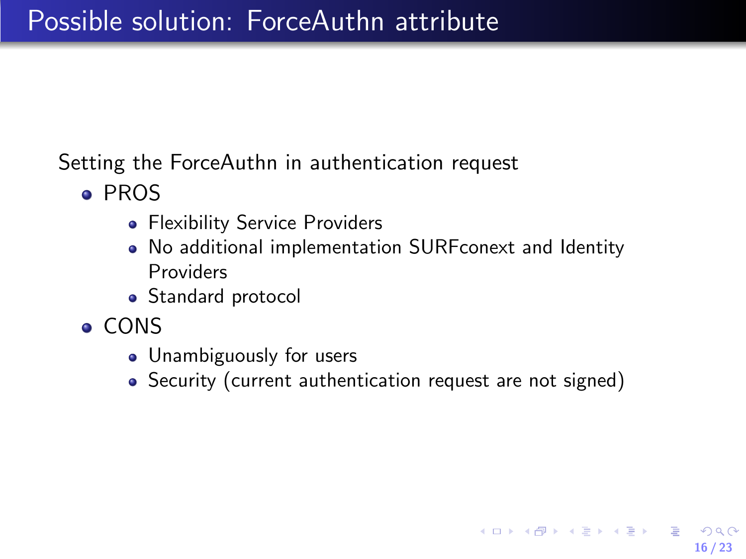# Possible solution: ForceAuthn attribute

Setting the ForceAuthn in authentication request

- PROS
  - Flexibility Service Providers
  - No additional implementation SURFconext and Identity Providers
  - Standard protocol
- CONS
  - Unambiguously for users
  - Security (current authentication request are not signed)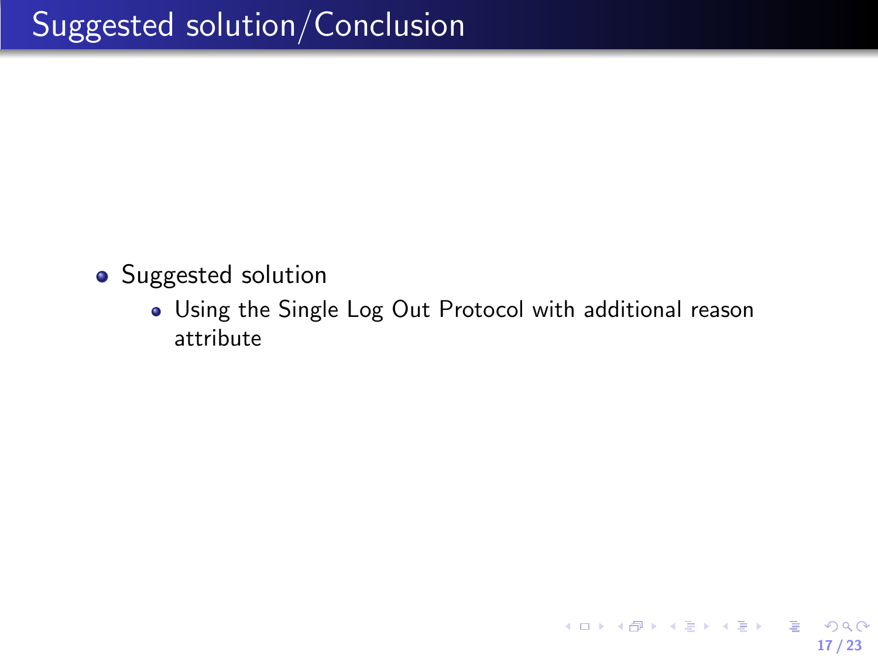# Suggested solution/Conclusion

- Suggested solution
  - Using the Single Log Out Protocol with additional reason attribute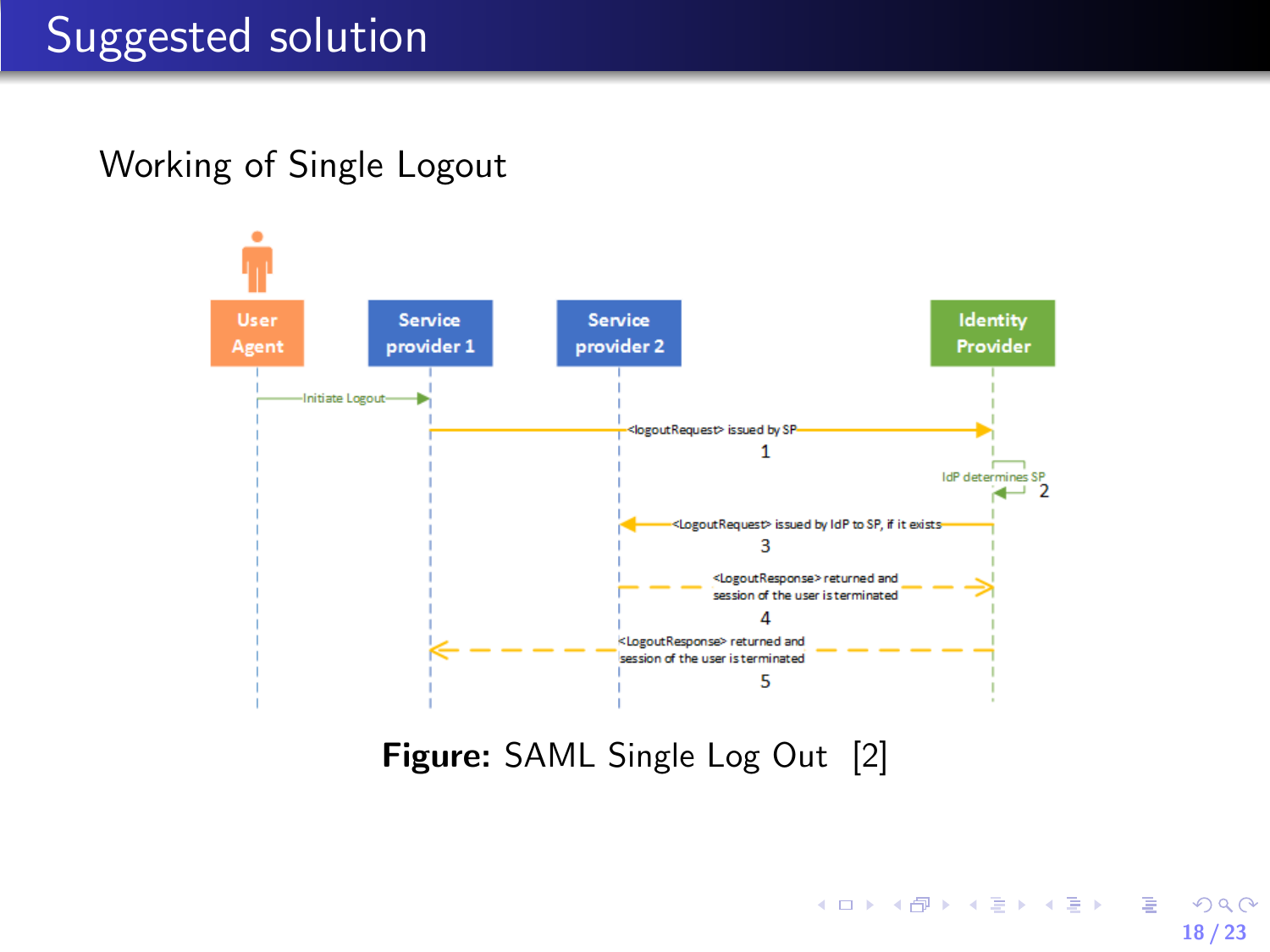# Suggested solution

Working of Single Logout

User Agent | Service provider 1 | Service provider 2 | Identity Provider

- Initiate Logout (User Agent → Service provider 1)
- 1: <logoutRequest> issued by SP (Service provider 1 → Identity Provider)
- 2: IdP determines SP
- 3: <LogoutRequest> issued by IdP to SP, if it exists (Identity Provider → Service provider 2)
- 4: <LogoutResponse> returned and session of the user is terminated (Service provider 2 → Identity Provider)
- 5: <LogoutResponse> returned and session of the user is terminated (Identity Provider → Service provider 1)

**Figure:** SAML Single Log Out [2]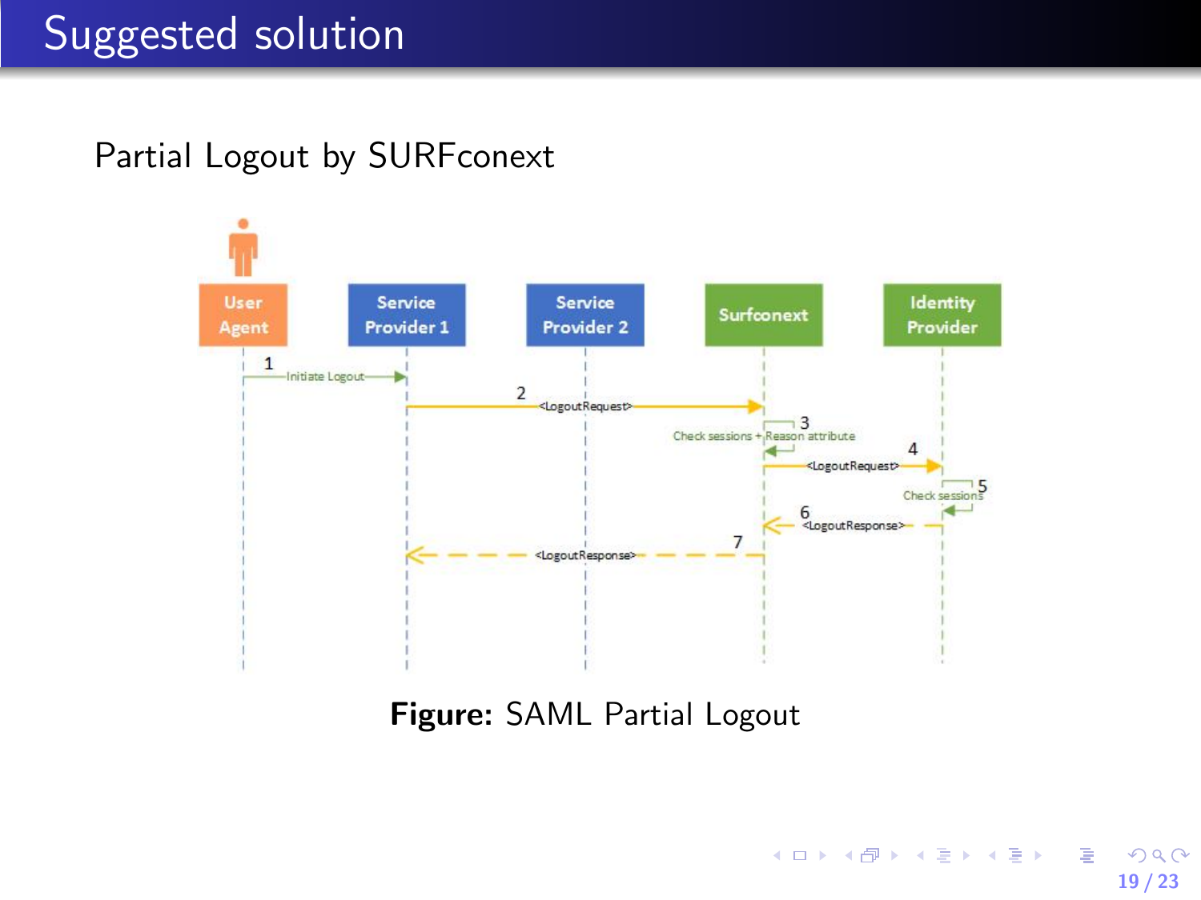# Suggested solution

Partial Logout by SURFconext

User Agent | Service Provider 1 | Service Provider 2 | Surfconext | Identity Provider

1. Initiate Logout
2. <LogoutRequest>
3. Check sessions + Reason attribute
4. <LogoutRequest>
5. Check sessions
6. <LogoutResponse>
7. <LogoutResponse>

**Figure:** SAML Partial Logout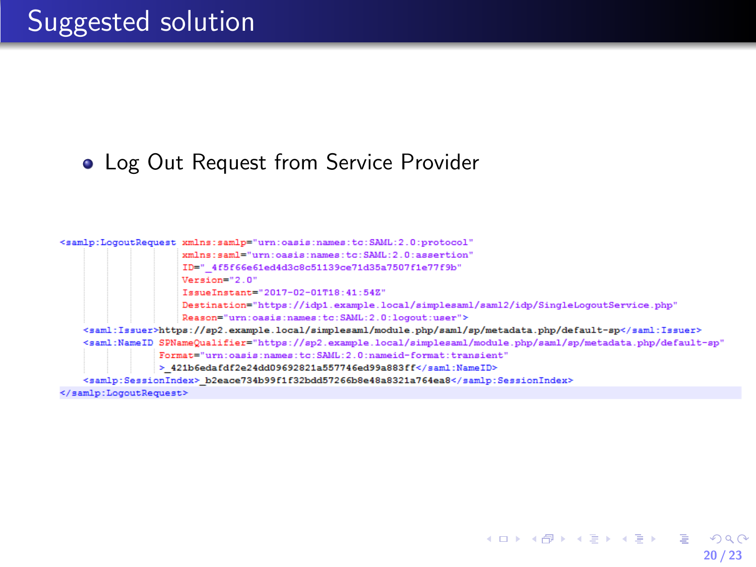# Suggested solution

- Log Out Request from Service Provider

```
<samlp:LogoutRequest xmlns:samlp="urn:oasis:names:tc:SAML:2.0:protocol"
                     xmlns:saml="urn:oasis:names:tc:SAML:2.0:assertion"
                     ID="_4f5f66e61ed4d3c8c51139ce71d35a7507f1e77f9b"
                     Version="2.0"
                     IssueInstant="2017-02-01T18:41:54Z"
                     Destination="https://idp1.example.local/simplesaml/saml2/idp/SingleLogoutService.php"
                     Reason="urn:oasis:names:tc:SAML:2.0:logout:user">
    <saml:Issuer>https://sp2.example.local/simplesaml/module.php/saml/sp/metadata.php/default-sp</saml:Issuer>
    <saml:NameID SPNameQualifier="https://sp2.example.local/simplesaml/module.php/saml/sp/metadata.php/default-sp"
                 Format="urn:oasis:names:tc:SAML:2.0:nameid-format:transient"
                 >_421b6edafdf2e24dd09692821a557746ed99a883ff</saml:NameID>
    <samlp:SessionIndex>_b2eace734b99f1f32bdd57266b8e48a8321a764ea8</samlp:SessionIndex>
</samlp:LogoutRequest>
```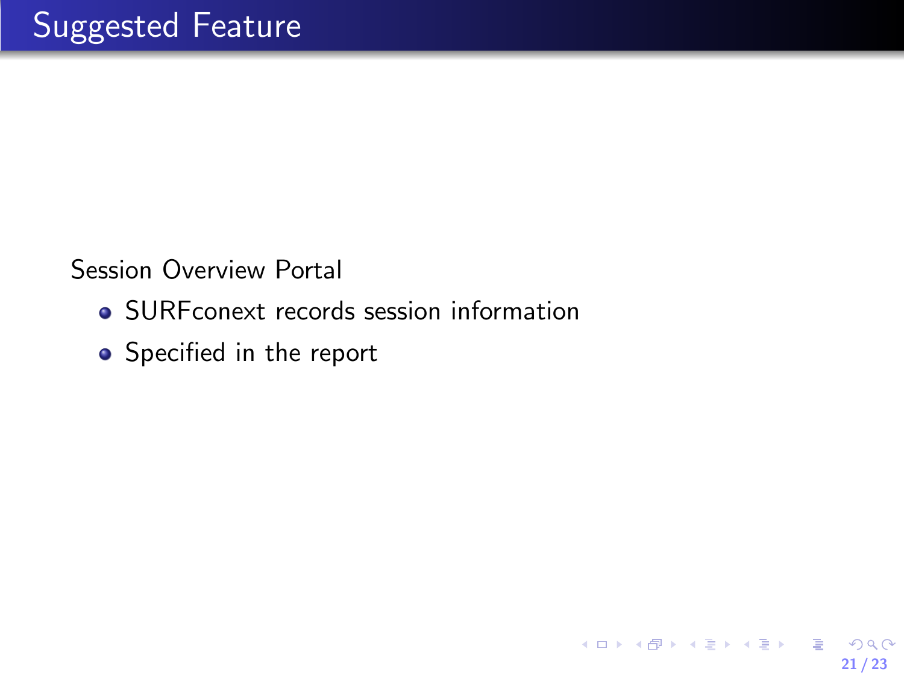# Suggested Feature

Session Overview Portal

- SURFconext records session information
- Specified in the report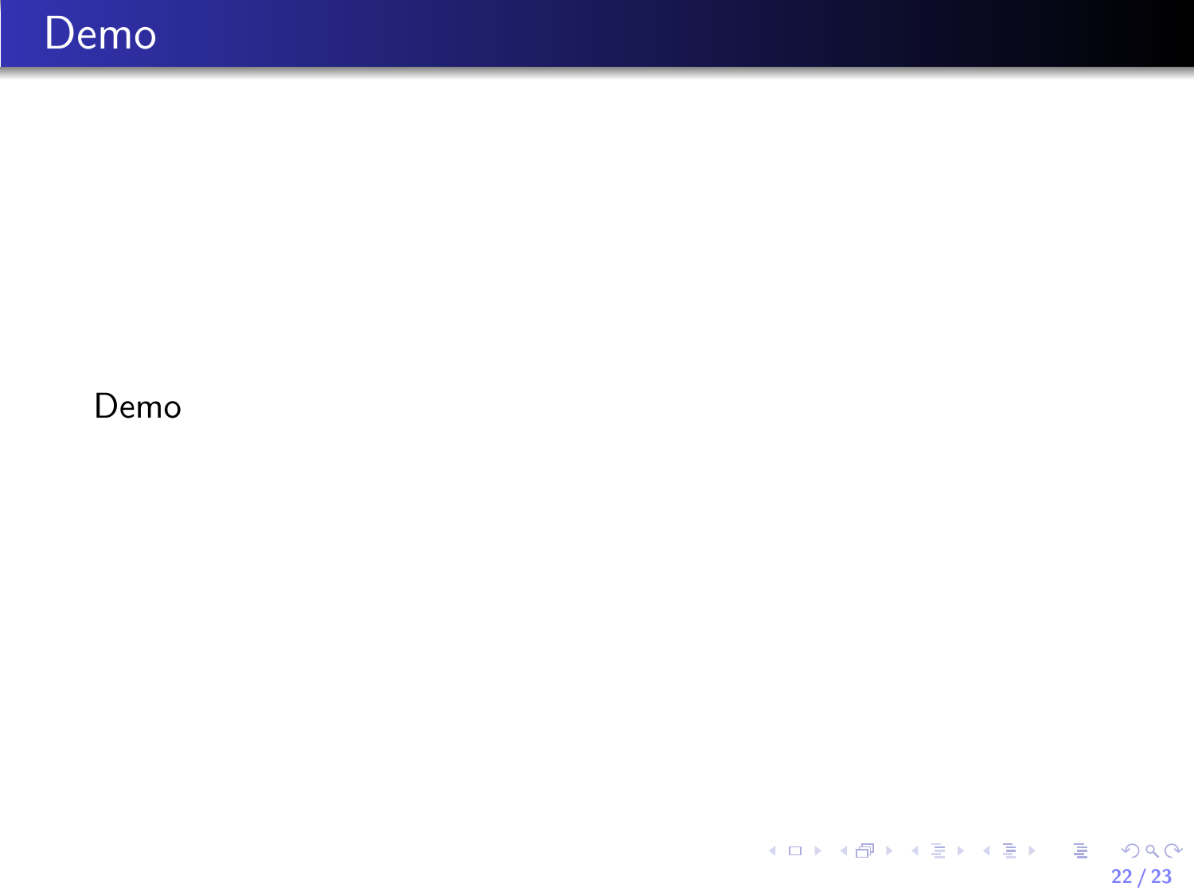# Demo

Demo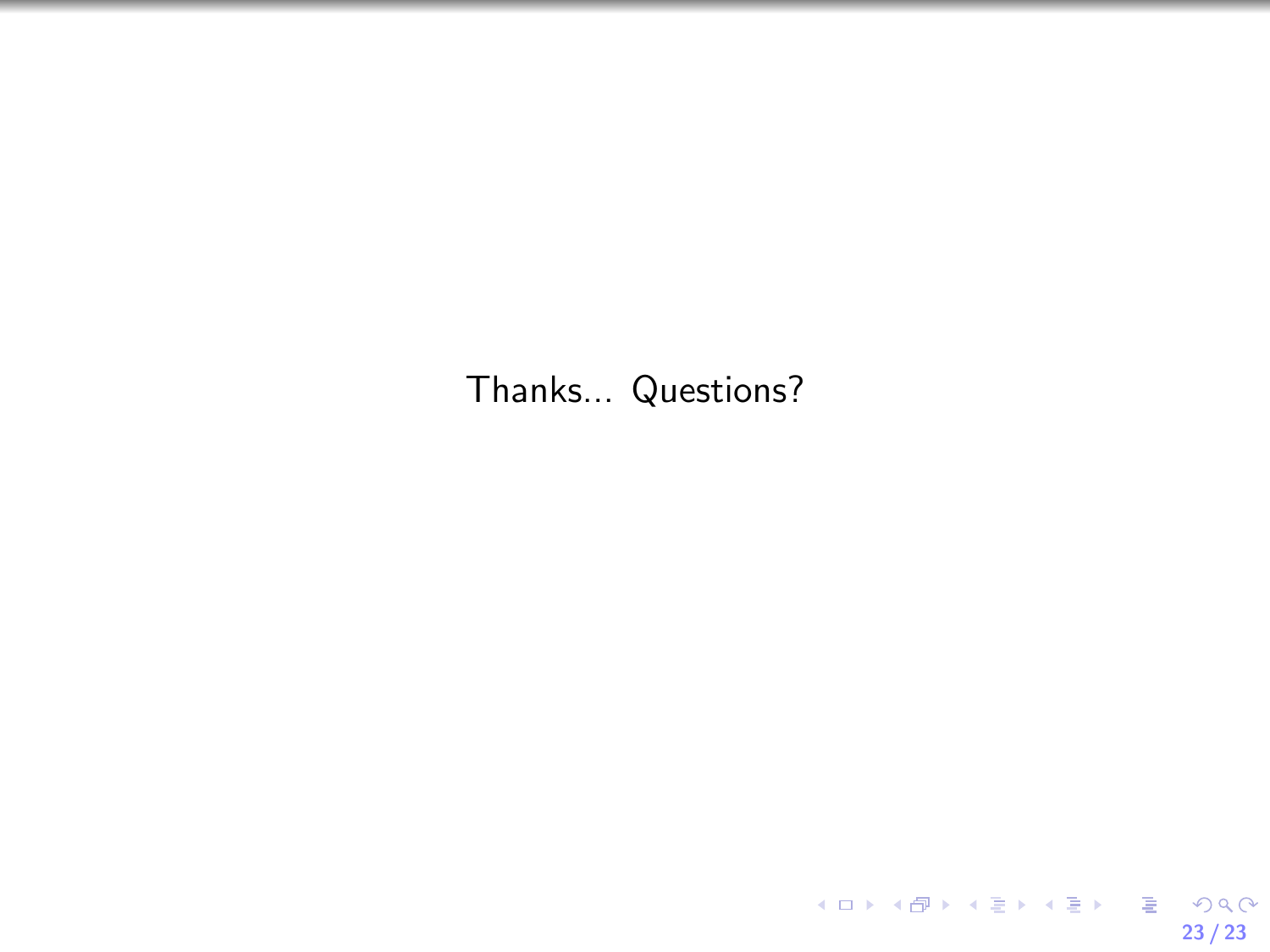Thanks... Questions?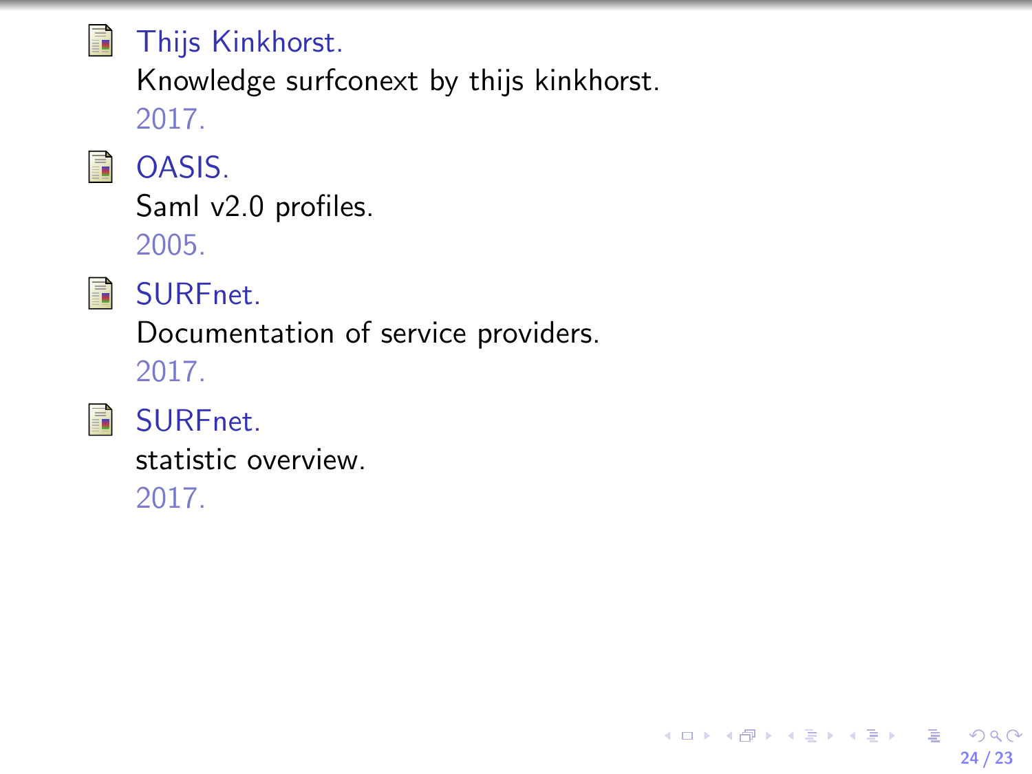Thijs Kinkhorst.
Knowledge surfconext by thijs kinkhorst.
2017.

OASIS.
Saml v2.0 profiles.
2005.

SURFnet.
Documentation of service providers.
2017.

SURFnet.
statistic overview.
2017.